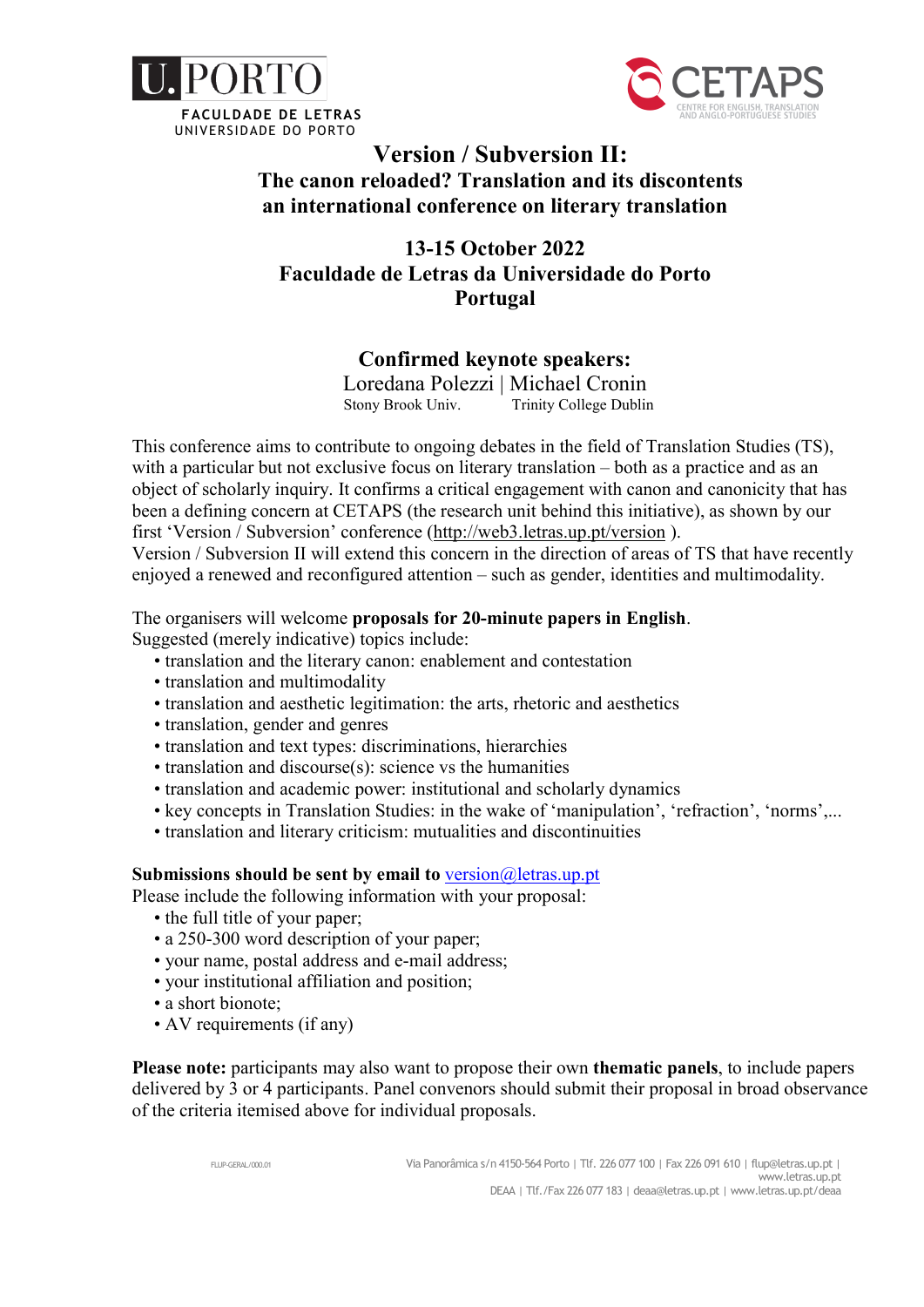U.PORTO
FACULDADE DE LETRAS
UNIVERSIDADE DO PORTO

CETAPS
CENTRE FOR ENGLISH, TRANSLATION AND ANGLO-PORTUGUESE STUDIES

# Version / Subversion II:

## The canon reloaded? Translation and its discontents

## an international conference on literary translation

## 13-15 October 2022

## Faculdade de Letras da Universidade do Porto

## Portugal

## Confirmed keynote speakers:

Loredana Polezzi | Michael Cronin
Stony Brook Univ. | Trinity College Dublin

This conference aims to contribute to ongoing debates in the field of Translation Studies (TS), with a particular but not exclusive focus on literary translation – both as a practice and as an object of scholarly inquiry. It confirms a critical engagement with canon and canonicity that has been a defining concern at CETAPS (the research unit behind this initiative), as shown by our first 'Version / Subversion' conference (http://web3.letras.up.pt/version ).
Version / Subversion II will extend this concern in the direction of areas of TS that have recently enjoyed a renewed and reconfigured attention – such as gender, identities and multimodality.

The organisers will welcome **proposals for 20-minute papers in English**.
Suggested (merely indicative) topics include:

- translation and the literary canon: enablement and contestation
- translation and multimodality
- translation and aesthetic legitimation: the arts, rhetoric and aesthetics
- translation, gender and genres
- translation and text types: discriminations, hierarchies
- translation and discourse(s): science vs the humanities
- translation and academic power: institutional and scholarly dynamics
- key concepts in Translation Studies: in the wake of 'manipulation', 'refraction', 'norms',...
- translation and literary criticism: mutualities and discontinuities

**Submissions should be sent by email to** version@letras.up.pt
Please include the following information with your proposal:

- the full title of your paper;
- a 250-300 word description of your paper;
- your name, postal address and e-mail address;
- your institutional affiliation and position;
- a short bionote;
- AV requirements (if any)

**Please note:** participants may also want to propose their own **thematic panels**, to include papers delivered by 3 or 4 participants. Panel convenors should submit their proposal in broad observance of the criteria itemised above for individual proposals.

FLUP-GERAL/000.01

Via Panorâmica s/n 4150-564 Porto | Tlf. 226 077 100 | Fax 226 091 610 | flup@letras.up.pt | www.letras.up.pt
DEAA | Tlf./Fax 226 077 183 | deaa@letras.up.pt | www.letras.up.pt/deaa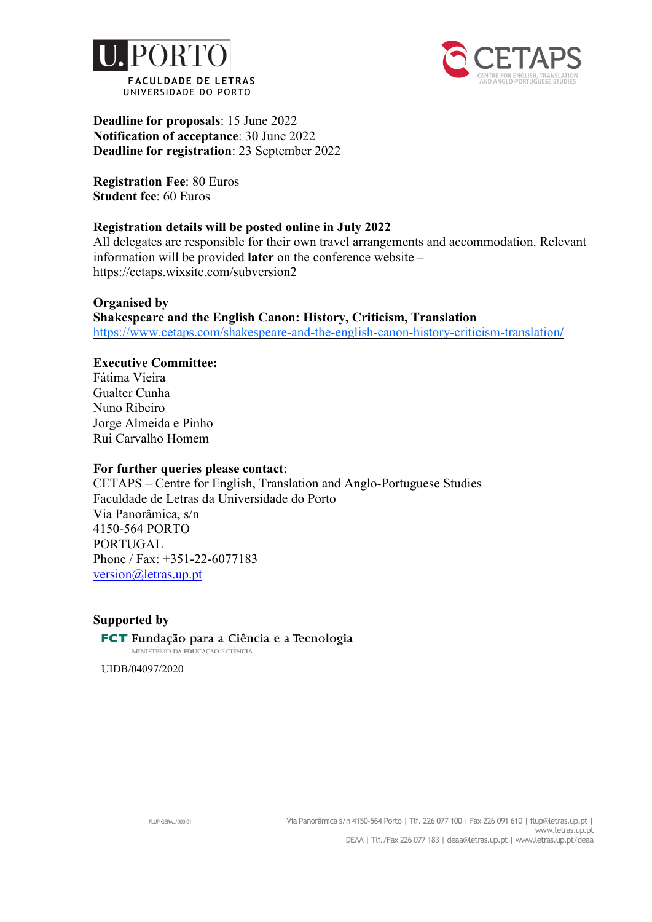**Deadline for proposals**: 15 June 2022
**Notification of acceptance**: 30 June 2022
**Deadline for registration**: 23 September 2022

**Registration Fee**: 80 Euros
**Student fee**: 60 Euros

**Registration details will be posted online in July 2022**
All delegates are responsible for their own travel arrangements and accommodation. Relevant information will be provided **later** on the conference website – https://cetaps.wixsite.com/subversion2

**Organised by**
**Shakespeare and the English Canon: History, Criticism, Translation**
https://www.cetaps.com/shakespeare-and-the-english-canon-history-criticism-translation/

**Executive Committee:**
Fátima Vieira
Gualter Cunha
Nuno Ribeiro
Jorge Almeida e Pinho
Rui Carvalho Homem

**For further queries please contact**:
CETAPS – Centre for English, Translation and Anglo-Portuguese Studies
Faculdade de Letras da Universidade do Porto
Via Panorâmica, s/n
4150-564 PORTO
PORTUGAL
Phone / Fax: +351-22-6077183
version@letras.up.pt

**Supported by**

FCT Fundação para a Ciência e a Tecnologia
MINISTÉRIO DA EDUCAÇÃO E CIÊNCIA

UIDB/04097/2020